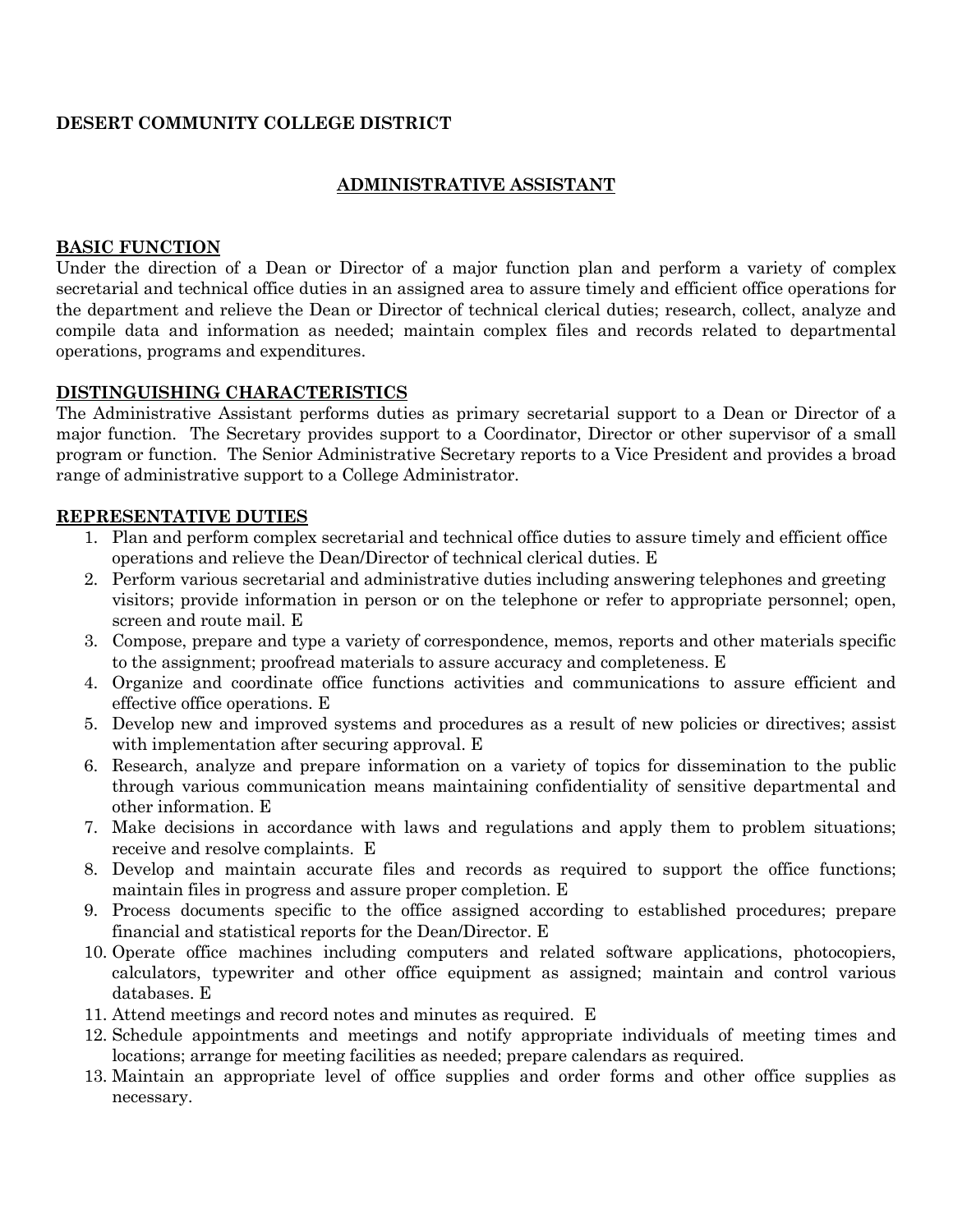**DESERT COMMUNITY COLLEGE DISTRICT**

# ADMINISTRATIVE ASSISTANT

## BASIC FUNCTION

Under the direction of a Dean or Director of a major function plan and perform a variety of complex secretarial and technical office duties in an assigned area to assure timely and efficient office operations for the department and relieve the Dean or Director of technical clerical duties; research, collect, analyze and compile data and information as needed; maintain complex files and records related to departmental operations, programs and expenditures.

## DISTINGUISHING CHARACTERISTICS

The Administrative Assistant performs duties as primary secretarial support to a Dean or Director of a major function. The Secretary provides support to a Coordinator, Director or other supervisor of a small program or function. The Senior Administrative Secretary reports to a Vice President and provides a broad range of administrative support to a College Administrator.

## REPRESENTATIVE DUTIES

1. Plan and perform complex secretarial and technical office duties to assure timely and efficient office operations and relieve the Dean/Director of technical clerical duties. E
2. Perform various secretarial and administrative duties including answering telephones and greeting visitors; provide information in person or on the telephone or refer to appropriate personnel; open, screen and route mail. E
3. Compose, prepare and type a variety of correspondence, memos, reports and other materials specific to the assignment; proofread materials to assure accuracy and completeness. E
4. Organize and coordinate office functions activities and communications to assure efficient and effective office operations. E
5. Develop new and improved systems and procedures as a result of new policies or directives; assist with implementation after securing approval. E
6. Research, analyze and prepare information on a variety of topics for dissemination to the public through various communication means maintaining confidentiality of sensitive departmental and other information. E
7. Make decisions in accordance with laws and regulations and apply them to problem situations; receive and resolve complaints. E
8. Develop and maintain accurate files and records as required to support the office functions; maintain files in progress and assure proper completion. E
9. Process documents specific to the office assigned according to established procedures; prepare financial and statistical reports for the Dean/Director. E
10. Operate office machines including computers and related software applications, photocopiers, calculators, typewriter and other office equipment as assigned; maintain and control various databases. E
11. Attend meetings and record notes and minutes as required. E
12. Schedule appointments and meetings and notify appropriate individuals of meeting times and locations; arrange for meeting facilities as needed; prepare calendars as required.
13. Maintain an appropriate level of office supplies and order forms and other office supplies as necessary.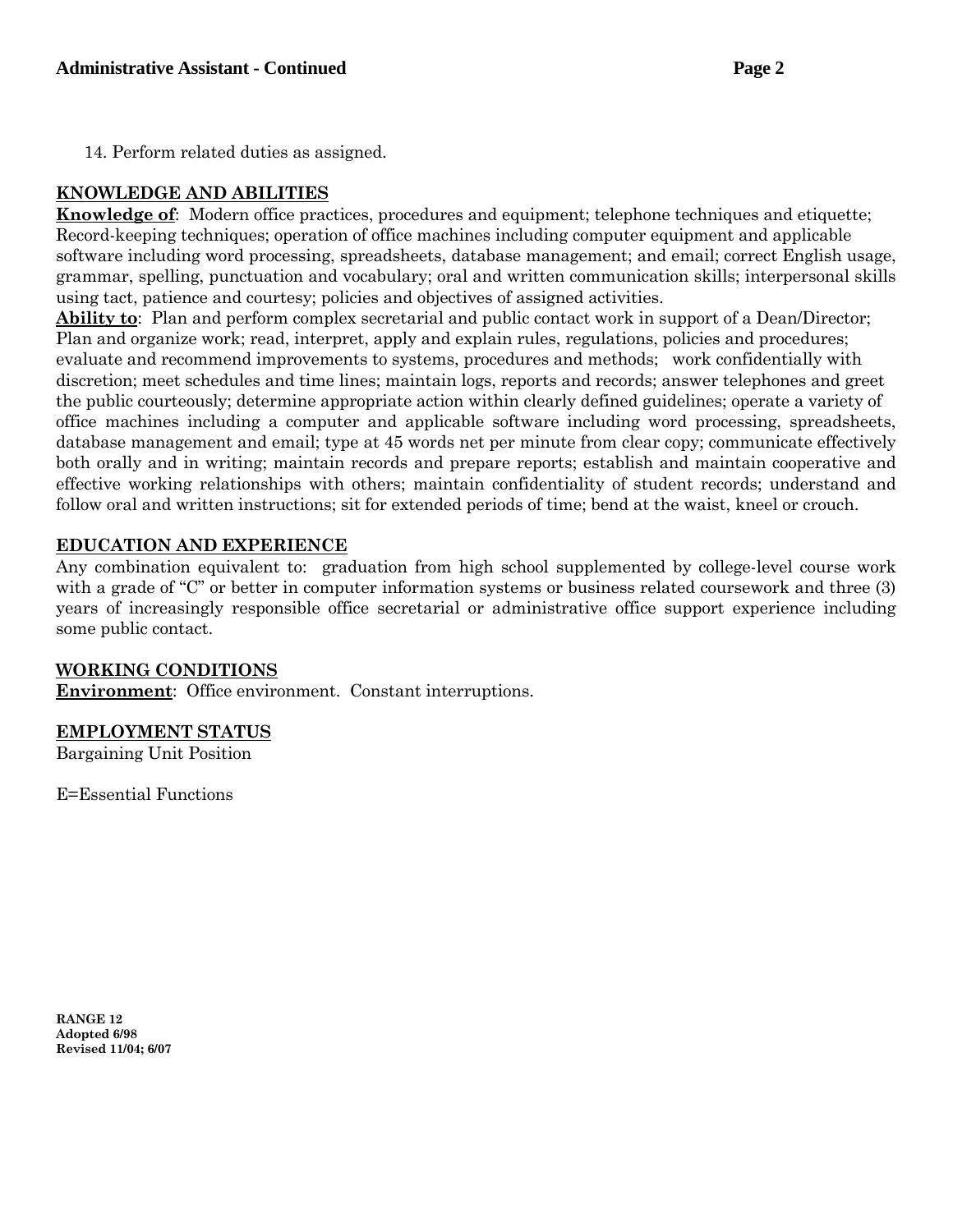14. Perform related duties as assigned.

## KNOWLEDGE AND ABILITIES

**Knowledge of**: Modern office practices, procedures and equipment; telephone techniques and etiquette; Record-keeping techniques; operation of office machines including computer equipment and applicable software including word processing, spreadsheets, database management; and email; correct English usage, grammar, spelling, punctuation and vocabulary; oral and written communication skills; interpersonal skills using tact, patience and courtesy; policies and objectives of assigned activities.

**Ability to**: Plan and perform complex secretarial and public contact work in support of a Dean/Director; Plan and organize work; read, interpret, apply and explain rules, regulations, policies and procedures; evaluate and recommend improvements to systems, procedures and methods; work confidentially with discretion; meet schedules and time lines; maintain logs, reports and records; answer telephones and greet the public courteously; determine appropriate action within clearly defined guidelines; operate a variety of office machines including a computer and applicable software including word processing, spreadsheets, database management and email; type at 45 words net per minute from clear copy; communicate effectively both orally and in writing; maintain records and prepare reports; establish and maintain cooperative and effective working relationships with others; maintain confidentiality of student records; understand and follow oral and written instructions; sit for extended periods of time; bend at the waist, kneel or crouch.

## EDUCATION AND EXPERIENCE

Any combination equivalent to: graduation from high school supplemented by college-level course work with a grade of "C" or better in computer information systems or business related coursework and three (3) years of increasingly responsible office secretarial or administrative office support experience including some public contact.

## WORKING CONDITIONS

**Environment**: Office environment. Constant interruptions.

## EMPLOYMENT STATUS

Bargaining Unit Position

E=Essential Functions

**RANGE 12**
**Adopted 6/98**
**Revised 11/04; 6/07**